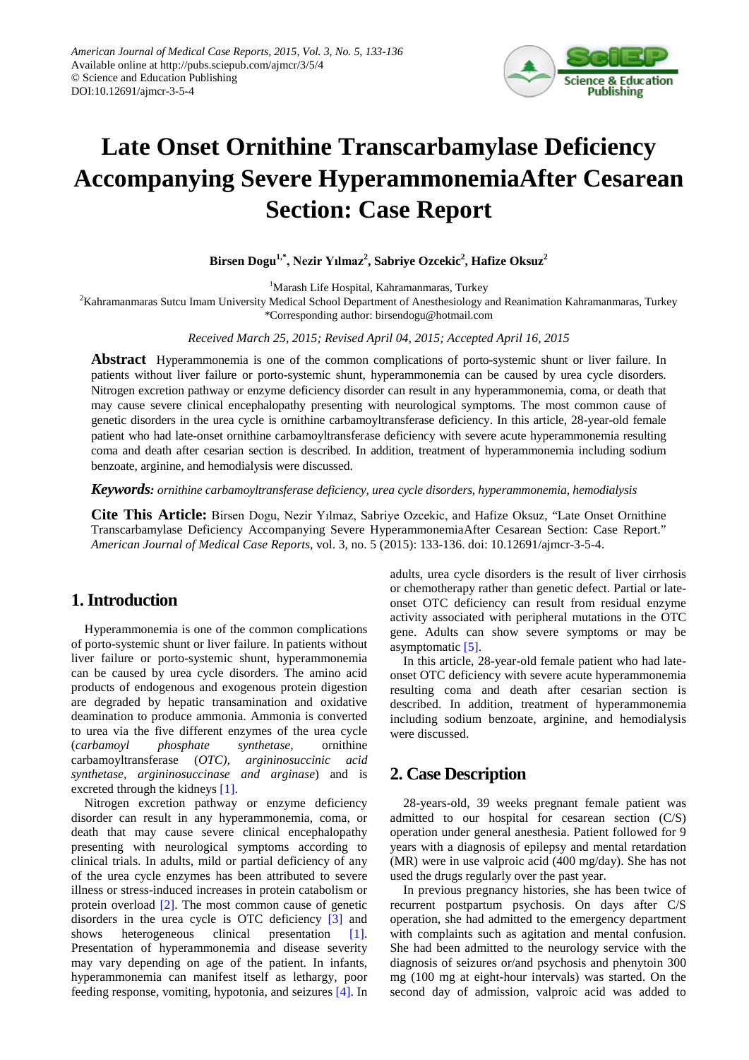American Journal of Medical Case Reports, 2015, Vol. 3, No. 5, 133-136
Available online at http://pubs.sciepub.com/ajmcr/3/5/4
© Science and Education Publishing
DOI:10.12691/ajmcr-3-5-4

# Late Onset Ornithine Transcarbamylase Deficiency Accompanying Severe HyperammonemiaAfter Cesarean Section: Case Report

**Birsen Dogu[1,*], Nezir Yılmaz[2], Sabriye Ozcekic[2], Hafize Oksuz[2]**

[1]Marash Life Hospital, Kahramanmaras, Turkey
[2]Kahramanmaras Sutcu Imam University Medical School Department of Anesthesiology and Reanimation Kahramanmaras, Turkey
*Corresponding author: birsendogu@hotmail.com

*Received March 25, 2015; Revised April 04, 2015; Accepted April 16, 2015*

**Abstract** Hyperammonemia is one of the common complications of porto-systemic shunt or liver failure. In patients without liver failure or porto-systemic shunt, hyperammonemia can be caused by urea cycle disorders. Nitrogen excretion pathway or enzyme deficiency disorder can result in any hyperammonemia, coma, or death that may cause severe clinical encephalopathy presenting with neurological symptoms. The most common cause of genetic disorders in the urea cycle is ornithine carbamoyltransferase deficiency. In this article, 28-year-old female patient who had late-onset ornithine carbamoyltransferase deficiency with severe acute hyperammonemia resulting coma and death after cesarian section is described. In addition, treatment of hyperammonemia including sodium benzoate, arginine, and hemodialysis were discussed.

***Keywords:*** *ornithine carbamoyltransferase deficiency, urea cycle disorders, hyperammonemia, hemodialysis*

**Cite This Article:** Birsen Dogu, Nezir Yılmaz, Sabriye Ozcekic, and Hafize Oksuz, “Late Onset Ornithine Transcarbamylase Deficiency Accompanying Severe HyperammonemiaAfter Cesarean Section: Case Report.” *American Journal of Medical Case Reports*, vol. 3, no. 5 (2015): 133-136. doi: 10.12691/ajmcr-3-5-4.

## 1. Introduction

Hyperammonemia is one of the common complications of porto-systemic shunt or liver failure. In patients without liver failure or porto-systemic shunt, hyperammonemia can be caused by urea cycle disorders. The amino acid products of endogenous and exogenous protein digestion are degraded by hepatic transamination and oxidative deamination to produce ammonia. Ammonia is converted to urea via the five different enzymes of the urea cycle (*carbamoyl phosphate synthetase,* ornithine carbamoyltransferase (*OTC), argininosuccinic acid synthetase, argininosuccinase and arginase*) and is excreted through the kidneys [1].

Nitrogen excretion pathway or enzyme deficiency disorder can result in any hyperammonemia, coma, or death that may cause severe clinical encephalopathy presenting with neurological symptoms according to clinical trials. In adults, mild or partial deficiency of any of the urea cycle enzymes has been attributed to severe illness or stress-induced increases in protein catabolism or protein overload [2]. The most common cause of genetic disorders in the urea cycle is OTC deficiency [3] and shows heterogeneous clinical presentation [1]. Presentation of hyperammonemia and disease severity may vary depending on age of the patient. In infants, hyperammonemia can manifest itself as lethargy, poor feeding response, vomiting, hypotonia, and seizures [4]. In adults, urea cycle disorders is the result of liver cirrhosis or chemotherapy rather than genetic defect. Partial or late-onset OTC deficiency can result from residual enzyme activity associated with peripheral mutations in the OTC gene. Adults can show severe symptoms or may be asymptomatic [5].

In this article, 28-year-old female patient who had late-onset OTC deficiency with severe acute hyperammonemia resulting coma and death after cesarian section is described. In addition, treatment of hyperammonemia including sodium benzoate, arginine, and hemodialysis were discussed.

## 2. Case Description

28-years-old, 39 weeks pregnant female patient was admitted to our hospital for cesarean section (C/S) operation under general anesthesia. Patient followed for 9 years with a diagnosis of epilepsy and mental retardation (MR) were in use valproic acid (400 mg/day). She has not used the drugs regularly over the past year.

In previous pregnancy histories, she has been twice of recurrent postpartum psychosis. On days after C/S operation, she had admitted to the emergency department with complaints such as agitation and mental confusion. She had been admitted to the neurology service with the diagnosis of seizures or/and psychosis and phenytoin 300 mg (100 mg at eight-hour intervals) was started. On the second day of admission, valproic acid was added to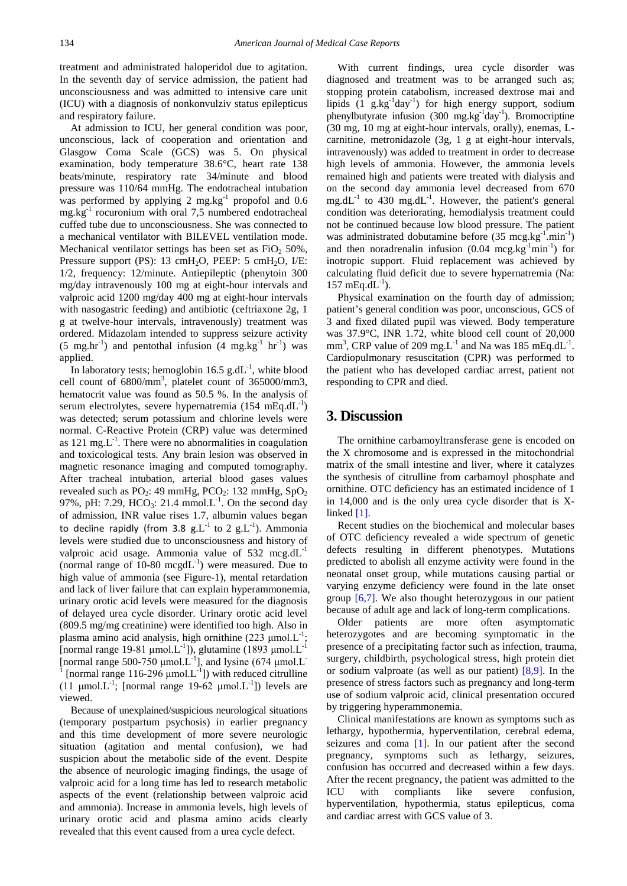treatment and administrated haloperidol due to agitation. In the seventh day of service admission, the patient had unconsciousness and was admitted to intensive care unit (ICU) with a diagnosis of nonkonvulziv status epilepticus and respiratory failure.

At admission to ICU, her general condition was poor, unconscious, lack of cooperation and orientation and Glasgow Coma Scale (GCS) was 5. On physical examination, body temperature 38.6°C, heart rate 138 beats/minute, respiratory rate 34/minute and blood pressure was 110/64 mmHg. The endotracheal intubation was performed by applying 2 $mg.kg^{-1}$ propofol and 0.6 $mg.kg^{-1}$ rocuronium with oral 7,5 numbered endotracheal cuffed tube due to unconsciousness. She was connected to a mechanical ventilator with BILEVEL ventilation mode. Mechanical ventilator settings has been set as $FiO_2$ 50%, Pressure support (PS): 13 $cmH_2O$, PEEP: 5 $cmH_2O$, I/E: 1/2, frequency: 12/minute. Antiepileptic (phenytoin 300 mg/day intravenously 100 mg at eight-hour intervals and valproic acid 1200 mg/day 400 mg at eight-hour intervals with nasogastric feeding) and antibiotic (ceftriaxone 2g, 1 g at twelve-hour intervals, intravenously) treatment was ordered. Midazolam intended to suppress seizure activity (5 $mg.hr^{-1}$) and pentothal infusion (4 $mg.kg^{-1}$ $hr^{-1}$) was applied.

In laboratory tests; hemoglobin 16.5 $g.dL^{-1}$, white blood cell count of 6800/$mm^3$, platelet count of 365000/mm3, hematocrit value was found as 50.5 %. In the analysis of serum electrolytes, severe hypernatremia (154 $mEq.dL^{-1}$) was detected; serum potassium and chlorine levels were normal. C-Reactive Protein (CRP) value was determined as 121 $mg.L^{-1}$. There were no abnormalities in coagulation and toxicological tests. Any brain lesion was observed in magnetic resonance imaging and computed tomography. After tracheal intubation, arterial blood gases values revealed such as $PO_2$: 49 mmHg, $PCO_2$: 132 mmHg, $SpO_2$ 97%, pH: 7.29, $HCO_3$: 21.4 $mmol.L^{-1}$. On the second day of admission, INR value rises 1.7, albumin values began to decline rapidly (from 3.8 $g.L^{-1}$ to 2 $g.L^{-1}$). Ammonia levels were studied due to unconsciousness and history of valproic acid usage. Ammonia value of 532 $mcg.dL^{-1}$ (normal range of 10-80 $mcgdL^{-1}$) were measured. Due to high value of ammonia (see Figure-1), mental retardation and lack of liver failure that can explain hyperammonemia, urinary orotic acid levels were measured for the diagnosis of delayed urea cycle disorder. Urinary orotic acid level (809.5 mg/mg creatinine) were identified too high. Also in plasma amino acid analysis, high ornithine (223 $\mu mol.L^{-1}$; [normal range 19-81 $\mu mol.L^{-1}$]), glutamine (1893 $\mu mol.L^{-1}$ [normal range 500-750 $\mu mol.L^{-1}$], and lysine (674 $\mu mol.L^{-1}$ [normal range 116-296 $\mu mol.L^{-1}$]) with reduced citrulline (11 $\mu mol.L^{-1}$; [normal range 19-62 $\mu mol.L^{-1}$]) levels are viewed.

Because of unexplained/suspicious neurological situations (temporary postpartum psychosis) in earlier pregnancy and this time development of more severe neurologic situation (agitation and mental confusion), we had suspicion about the metabolic side of the event. Despite the absence of neurologic imaging findings, the usage of valproic acid for a long time has led to research metabolic aspects of the event (relationship between valproic acid and ammonia). Increase in ammonia levels, high levels of urinary orotic acid and plasma amino acids clearly revealed that this event caused from a urea cycle defect.

With current findings, urea cycle disorder was diagnosed and treatment was to be arranged such as; stopping protein catabolism, increased dextrose mai and lipids (1 $g.kg^{-1}day^{-1}$) for high energy support, sodium phenylbutyrate infusion (300 $mg.kg^{-1}day^{-1}$). Bromocriptine (30 mg, 10 mg at eight-hour intervals, orally), enemas, L-carnitine, metronidazole (3g, 1 g at eight-hour intervals, intravenously) was added to treatment in order to decrease high levels of ammonia. However, the ammonia levels remained high and patients were treated with dialysis and on the second day ammonia level decreased from 670 $mg.dL^{-1}$ to 430 $mg.dL^{-1}$. However, the patient's general condition was deteriorating, hemodialysis treatment could not be continued because low blood pressure. The patient was administrated dobutamine before (35 $mcg.kg^{-1}.min^{-1}$) and then noradrenalin infusion (0.04 $mcg.kg^{-1}min^{-1}$) for inotropic support. Fluid replacement was achieved by calculating fluid deficit due to severe hypernatremia (Na: 157 $mEq.dL^{-1}$).

Physical examination on the fourth day of admission; patient's general condition was poor, unconscious, GCS of 3 and fixed dilated pupil was viewed. Body temperature was 37.9°C, INR 1.72, white blood cell count of 20,000 $mm^3$, CRP value of 209 $mg.L^{-1}$ and Na was 185 $mEq.dL^{-1}$. Cardiopulmonary resuscitation (CPR) was performed to the patient who has developed cardiac arrest, patient not responding to CPR and died.

## 3. Discussion

The ornithine carbamoyltransferase gene is encoded on the X chromosome and is expressed in the mitochondrial matrix of the small intestine and liver, where it catalyzes the synthesis of citrulline from carbamoyl phosphate and ornithine. OTC deficiency has an estimated incidence of 1 in 14,000 and is the only urea cycle disorder that is X-linked [1].

Recent studies on the biochemical and molecular bases of OTC deficiency revealed a wide spectrum of genetic defects resulting in different phenotypes. Mutations predicted to abolish all enzyme activity were found in the neonatal onset group, while mutations causing partial or varying enzyme deficiency were found in the late onset group [6,7]. We also thought heterozygous in our patient because of adult age and lack of long-term complications.

Older patients are more often asymptomatic heterozygotes and are becoming symptomatic in the presence of a precipitating factor such as infection, trauma, surgery, childbirth, psychological stress, high protein diet or sodium valproate (as well as our patient) [8,9]. In the presence of stress factors such as pregnancy and long-term use of sodium valproic acid, clinical presentation occured by triggering hyperammonemia.

Clinical manifestations are known as symptoms such as lethargy, hypothermia, hyperventilation, cerebral edema, seizures and coma [1]. In our patient after the second pregnancy, symptoms such as lethargy, seizures, confusion has occurred and decreased within a few days. After the recent pregnancy, the patient was admitted to the ICU with compliants like severe confusion, hyperventilation, hypothermia, status epilepticus, coma and cardiac arrest with GCS value of 3.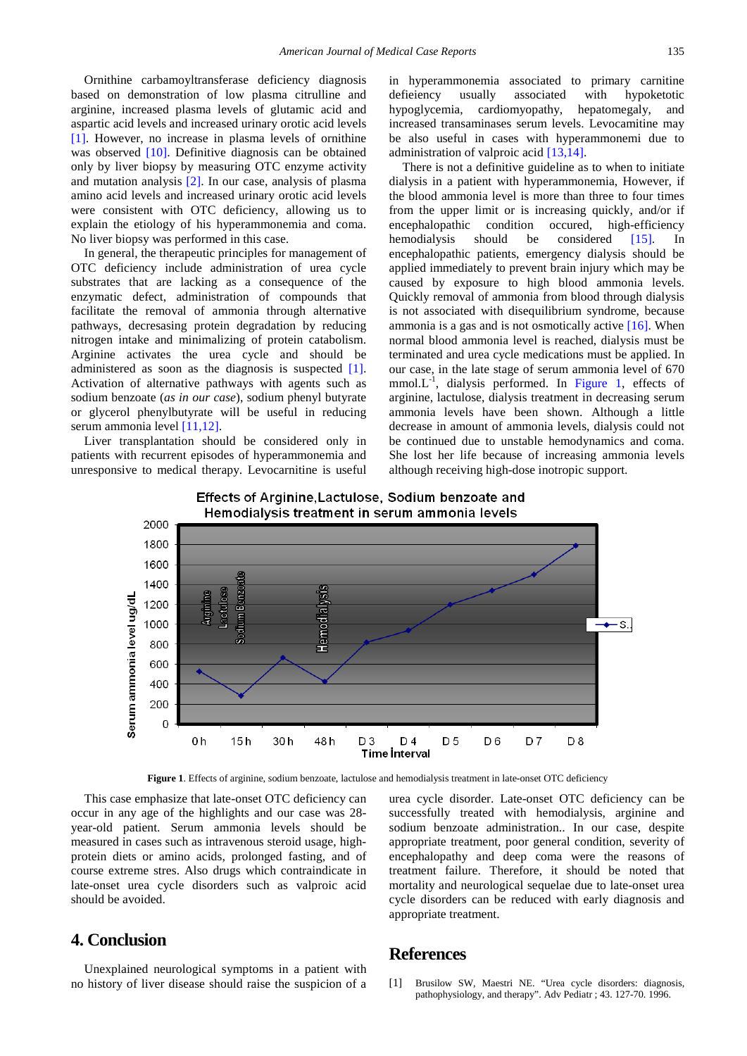Ornithine carbamoyltransferase deficiency diagnosis based on demonstration of low plasma citrulline and arginine, increased plasma levels of glutamic acid and aspartic acid levels and increased urinary orotic acid levels [1]. However, no increase in plasma levels of ornithine was observed [10]. Definitive diagnosis can be obtained only by liver biopsy by measuring OTC enzyme activity and mutation analysis [2]. In our case, analysis of plasma amino acid levels and increased urinary orotic acid levels were consistent with OTC deficiency, allowing us to explain the etiology of his hyperammonemia and coma. No liver biopsy was performed in this case.

In general, the therapeutic principles for management of OTC deficiency include administration of urea cycle substrates that are lacking as a consequence of the enzymatic defect, administration of compounds that facilitate the removal of ammonia through alternative pathways, decresasing protein degradation by reducing nitrogen intake and minimalizing of protein catabolism. Arginine activates the urea cycle and should be administered as soon as the diagnosis is suspected [1]. Activation of alternative pathways with agents such as sodium benzoate (*as in our case*), sodium phenyl butyrate or glycerol phenylbutyrate will be useful in reducing serum ammonia level [11,12].

Liver transplantation should be considered only in patients with recurrent episodes of hyperammonemia and unresponsive to medical therapy. Levocarnitine is useful in hyperammonemia associated to primary carnitine defieiency usually associated with hypoketotic hypoglycemia, cardiomyopathy, hepatomegaly, and increased transaminases serum levels. Levocamitine may be also useful in cases with hyperammonemi due to administration of valproic acid [13,14].

There is not a definitive guideline as to when to initiate dialysis in a patient with hyperammonemia, However, if the blood ammonia level is more than three to four times from the upper limit or is increasing quickly, and/or if encephalopathic condition occured, high-efficiency hemodialysis should be considered [15]. In encephalopathic patients, emergency dialysis should be applied immediately to prevent brain injury which may be caused by exposure to high blood ammonia levels. Quickly removal of ammonia from blood through dialysis is not associated with disequilibrium syndrome, because ammonia is a gas and is not osmotically active [16]. When normal blood ammonia level is reached, dialysis must be terminated and urea cycle medications must be applied. In our case, in the late stage of serum ammonia level of 670 $mmol.L^{-1}$, dialysis performed. In Figure 1, effects of arginine, lactulose, dialysis treatment in decreasing serum ammonia levels have been shown. Although a little decrease in amount of ammonia levels, dialysis could not be continued due to unstable hemodynamics and coma. She lost her life because of increasing ammonia levels although receiving high-dose inotropic support.

**Figure 1**. Effects of arginine, sodium benzoate, lactulose and hemodialysis treatment in late-onset OTC deficiency

This case emphasize that late-onset OTC deficiency can occur in any age of the highlights and our case was 28-year-old patient. Serum ammonia levels should be measured in cases such as intravenous steroid usage, high-protein diets or amino acids, prolonged fasting, and of course extreme stres. Also drugs which contraindicate in late-onset urea cycle disorders such as valproic acid should be avoided.

## 4. Conclusion

Unexplained neurological symptoms in a patient with no history of liver disease should raise the suspicion of a urea cycle disorder. Late-onset OTC deficiency can be successfully treated with hemodialysis, arginine and sodium benzoate administration.. In our case, despite appropriate treatment, poor general condition, severity of encephalopathy and deep coma were the reasons of treatment failure. Therefore, it should be noted that mortality and neurological sequelae due to late-onset urea cycle disorders can be reduced with early diagnosis and appropriate treatment.

## References

[1] Brusilow SW, Maestri NE. "Urea cycle disorders: diagnosis, pathophysiology, and therapy". Adv Pediatr ; 43. 127-70. 1996.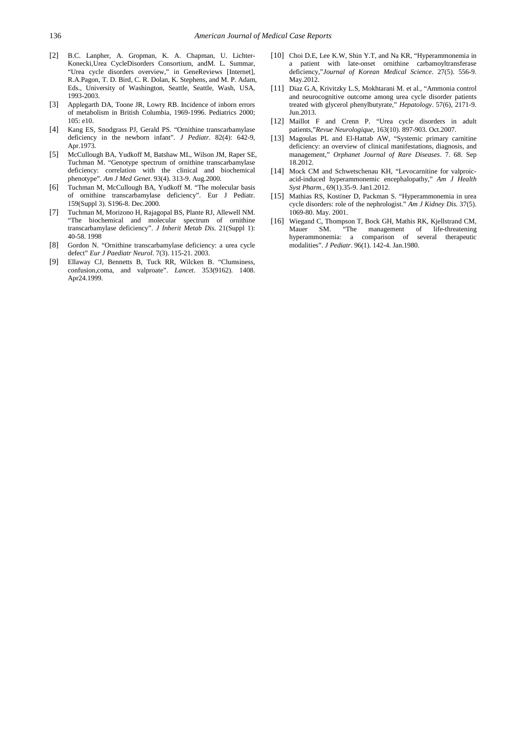[2] B.C. Lanpher, A. Gropman, K. A. Chapman, U. Lichter-Konecki,Urea CycleDisorders Consortium, andM. L. Summar, "Urea cycle disorders overview," in GeneReviews [Internet], R.A.Pagon, T. D. Bird, C. R. Dolan, K. Stephens, and M. P. Adam, Eds., University of Washington, Seattle, Seattle, Wash, USA, 1993-2003.

[3] Applegarth DA, Toone JR, Lowry RB. Incidence of inborn errors of metabolism in British Columbia, 1969-1996. Pediatrics 2000; 105: e10.

[4] Kang ES, Snodgrass PJ, Gerald PS. "Ornithine transcarbamylase deficiency in the newborn infant". *J Pediatr*. 82(4): 642-9, Apr.1973.

[5] McCullough BA, Yudkoff M, Batshaw ML, Wilson JM, Raper SE, Tuchman M. "Genotype spectrum of ornithine transcarbamylase deficiency: correlation with the clinical and biochemical phenotype". *Am J Med Genet*. 93(4). 313-9. Aug.2000.

[6] Tuchman M, McCullough BA, Yudkoff M. "The molecular basis of ornithine transcarbamylase deficiency". Eur J Pediatr. 159(Suppl 3). S196-8. Dec.2000.

[7] Tuchman M, Morizono H, Rajagopal BS, Plante RJ, Allewell NM. "The biochemical and molecular spectrum of ornithine transcarbamylase deficiency". *J Inherit Metab Dis*. 21(Suppl 1): 40-58. 1998

[8] Gordon N. "Ornithine transcarbamylase deficiency: a urea cycle defect" *Eur J Paediatr Neurol*. 7(3). 115-21. 2003.

[9] Ellaway CJ, Bennetts B, Tuck RR, Wilcken B. "Clumsiness, confusion,coma, and valproate". *Lancet*. 353(9162). 1408. Apr24.1999.

[10] Choi D.E, Lee K.W, Shin Y.T, and Na KR, "Hyperammonemia in a patient with late-onset ornithine carbamoyltransferase deficiency,"*Journal of Korean Medical Science*. 27(5). 556-9. May.2012.

[11] Diaz G.A, Krivitzky L.S, Mokhtarani M. et al., "Ammonia control and neurocognitive outcome among urea cycle disorder patients treated with glycerol phenylbutyrate," *Hepatology*. 57(6), 2171-9. Jun.2013.

[12] Maillot F and Crenn P. "Urea cycle disorders in adult patients,"*Revue Neurologique*, 163(10). 897-903. Oct.2007.

[13] Magoulas PL and El-Hattab AW, "Systemic primary carnitine deficiency: an overview of clinical manifestations, diagnosis, and management," *Orphanet Journal of Rare Diseases*. 7. 68. Sep 18.2012.

[14] Mock CM and Schwetschenau KH, "Levocarnitine for valproic-acid-induced hyperammonemic encephalopathy," *Am J Health Syst Pharm.*, 69(1).35-9. Jan1.2012.

[15] Mathias RS, Kostiner D, Packman S. "Hyperammonemia in urea cycle disorders: role of the nephrologist." *Am J Kidney Dis.* 37(5). 1069-80. May. 2001.

[16] Wiegand C, Thompson T, Bock GH, Mathis RK, Kjellstrand CM, Mauer SM. "The management of life-threatening hyperammonemia: a comparison of several therapeutic modalities". *J Pediatr*. 96(1). 142-4. Jan.1980.